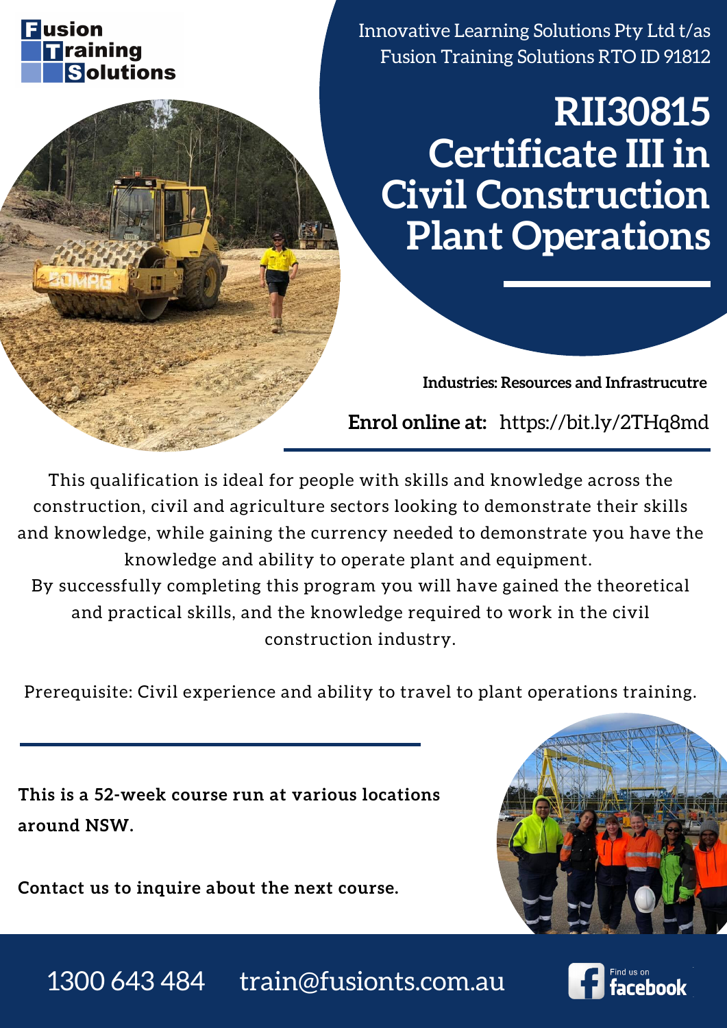Fusion Training Solutions

Innovative Learning Solutions Pty Ltd t/as Fusion Training Solutions RTO ID 91812

# RII30815 Certificate III in Civil Construction Plant Operations

**Industries: Resources and Infrastrucutre**

**Enrol online at:** https://bit.ly/2THq8md

This qualification is ideal for people with skills and knowledge across the construction, civil and agriculture sectors looking to demonstrate their skills and knowledge, while gaining the currency needed to demonstrate you have the knowledge and ability to operate plant and equipment.
By successfully completing this program you will have gained the theoretical and practical skills, and the knowledge required to work in the civil construction industry.

Prerequisite: Civil experience and ability to travel to plant operations training.

**This is a 52-week course run at various locations around NSW.**

**Contact us to inquire about the next course.**

1300 643 484 train@fusionts.com.au

Find us on facebook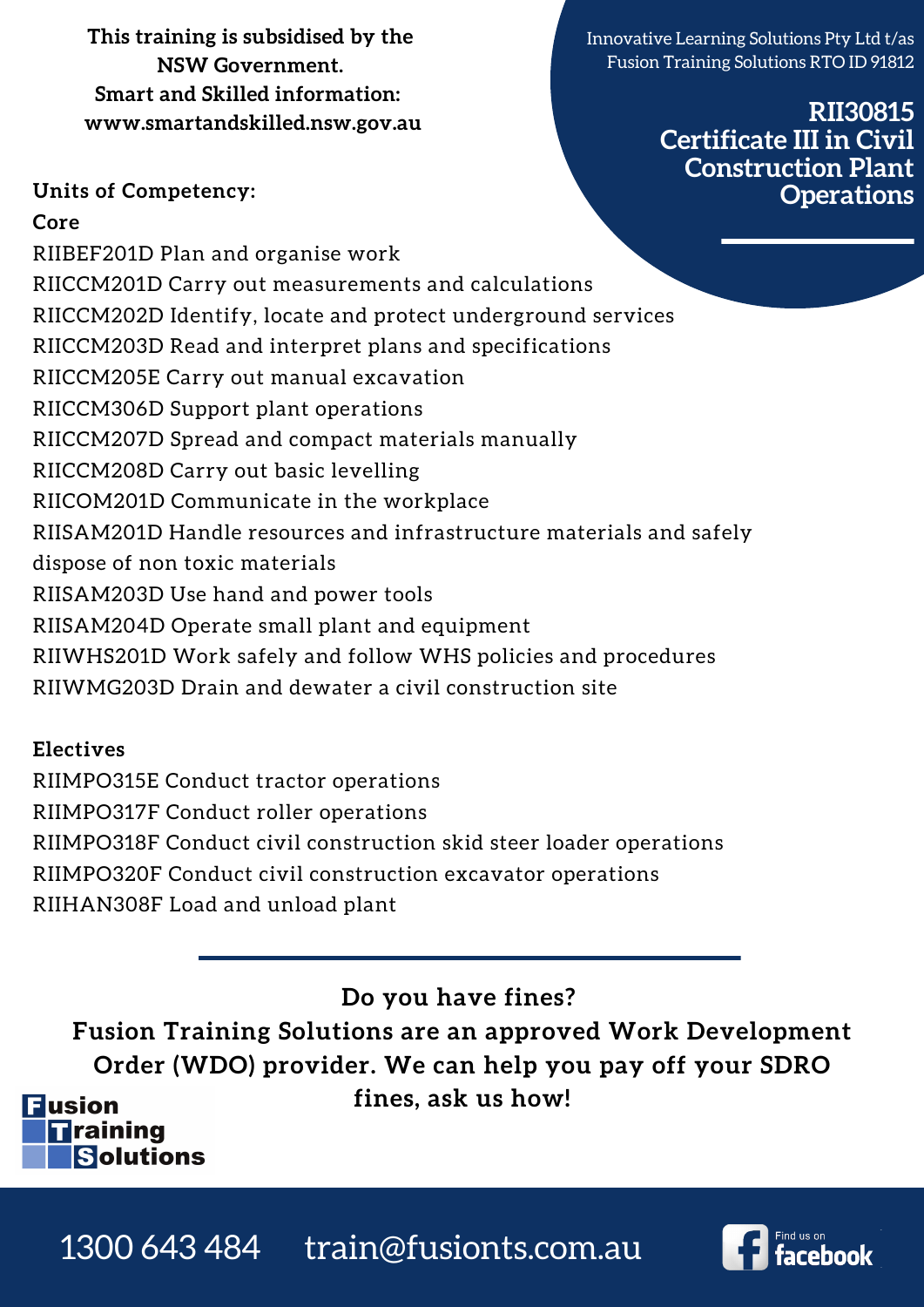**This training is subsidised by the NSW Government.**
**Smart and Skilled information: www.smartandskilled.nsw.gov.au**

Innovative Learning Solutions Pty Ltd t/as Fusion Training Solutions RTO ID 91812

# RII30815 Certificate III in Civil Construction Plant Operations

**Units of Competency:**

**Core**

RIIBEF201D Plan and organise work
RIICCM201D Carry out measurements and calculations
RIICCM202D Identify, locate and protect underground services
RIICCM203D Read and interpret plans and specifications
RIICCM205E Carry out manual excavation
RIICCM306D Support plant operations
RIICCM207D Spread and compact materials manually
RIICCM208D Carry out basic levelling
RIICOM201D Communicate in the workplace
RIISAM201D Handle resources and infrastructure materials and safely dispose of non toxic materials
RIISAM203D Use hand and power tools
RIISAM204D Operate small plant and equipment
RIIWHS201D Work safely and follow WHS policies and procedures
RIIWMG203D Drain and dewater a civil construction site

**Electives**

RIIMPO315E Conduct tractor operations
RIIMPO317F Conduct roller operations
RIIMPO318F Conduct civil construction skid steer loader operations
RIIMPO320F Conduct civil construction excavator operations
RIIHAN308F Load and unload plant

---

**Do you have fines?**
**Fusion Training Solutions are an approved Work Development Order (WDO) provider. We can help you pay off your SDRO fines, ask us how!**

Fusion Training Solutions

1300 643 484 train@fusionts.com.au

Find us on facebook